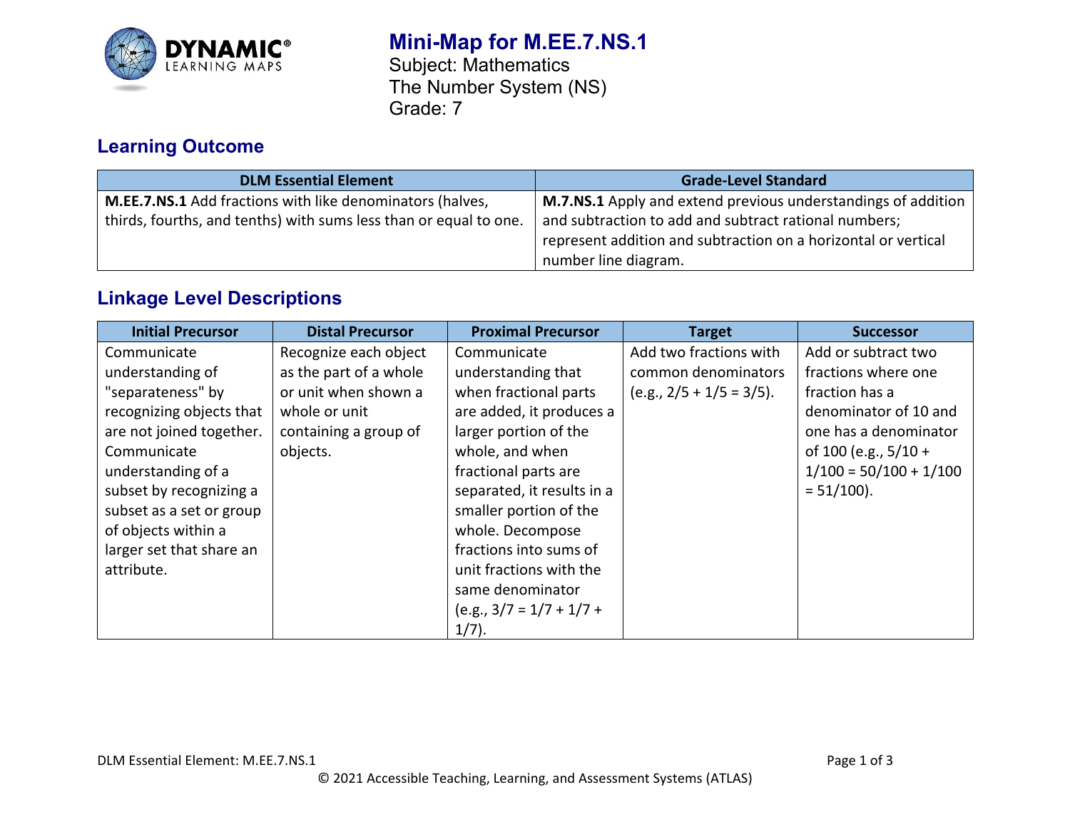# Mini-Map for M.EE.7.NS.1

Subject: Mathematics
The Number System (NS)
Grade: 7

## Learning Outcome

| DLM Essential Element | Grade-Level Standard |
| --- | --- |
| **M.EE.7.NS.1** Add fractions with like denominators (halves, thirds, fourths, and tenths) with sums less than or equal to one. | **M.7.NS.1** Apply and extend previous understandings of addition and subtraction to add and subtract rational numbers; represent addition and subtraction on a horizontal or vertical number line diagram. |

## Linkage Level Descriptions

| Initial Precursor | Distal Precursor | Proximal Precursor | Target | Successor |
| --- | --- | --- | --- | --- |
| Communicate understanding of "separateness" by recognizing objects that are not joined together. Communicate understanding of a subset by recognizing a subset as a set or group of objects within a larger set that share an attribute. | Recognize each object as the part of a whole or unit when shown a whole or unit containing a group of objects. | Communicate understanding that when fractional parts are added, it produces a larger portion of the whole, and when fractional parts are separated, it results in a smaller portion of the whole. Decompose fractions into sums of unit fractions with the same denominator (e.g., $3/7 = 1/7 + 1/7 + 1/7$). | Add two fractions with common denominators (e.g., $2/5 + 1/5 = 3/5$). | Add or subtract two fractions where one fraction has a denominator of 10 and one has a denominator of 100 (e.g., $5/10 + 1/100 = 50/100 + 1/100 = 51/100$). |

© 2021 Accessible Teaching, Learning, and Assessment Systems (ATLAS)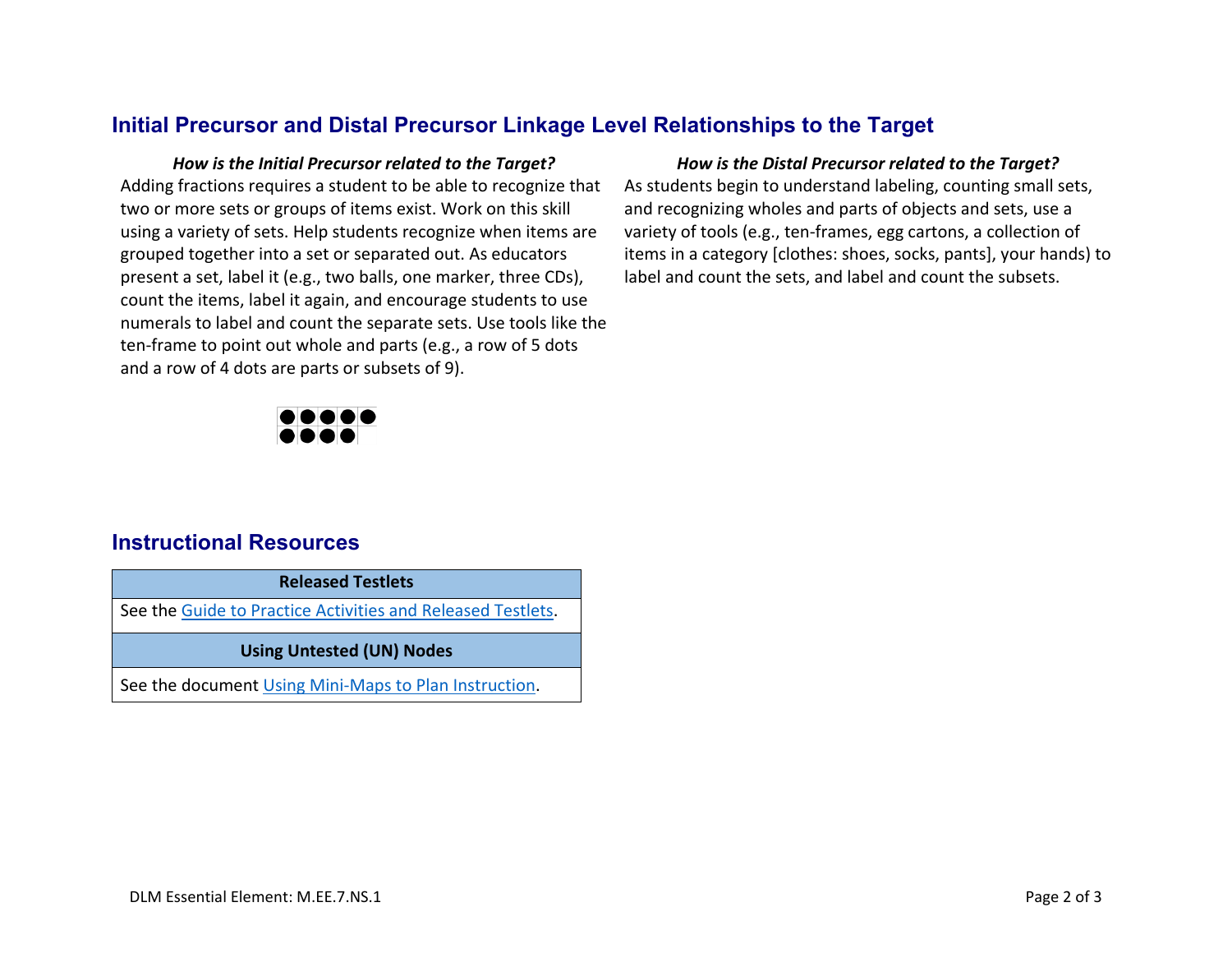## Initial Precursor and Distal Precursor Linkage Level Relationships to the Target

***How is the Initial Precursor related to the Target?***

Adding fractions requires a student to be able to recognize that two or more sets or groups of items exist. Work on this skill using a variety of sets. Help students recognize when items are grouped together into a set or separated out. As educators present a set, label it (e.g., two balls, one marker, three CDs), count the items, label it again, and encourage students to use numerals to label and count the separate sets. Use tools like the ten-frame to point out whole and parts (e.g., a row of 5 dots and a row of 4 dots are parts or subsets of 9).

***How is the Distal Precursor related to the Target?***

As students begin to understand labeling, counting small sets, and recognizing wholes and parts of objects and sets, use a variety of tools (e.g., ten-frames, egg cartons, a collection of items in a category [clothes: shoes, socks, pants], your hands) to label and count the sets, and label and count the subsets.

## Instructional Resources

| Released Testlets |
|---|
| See the Guide to Practice Activities and Released Testlets. |
| **Using Untested (UN) Nodes** |
| See the document Using Mini-Maps to Plan Instruction. |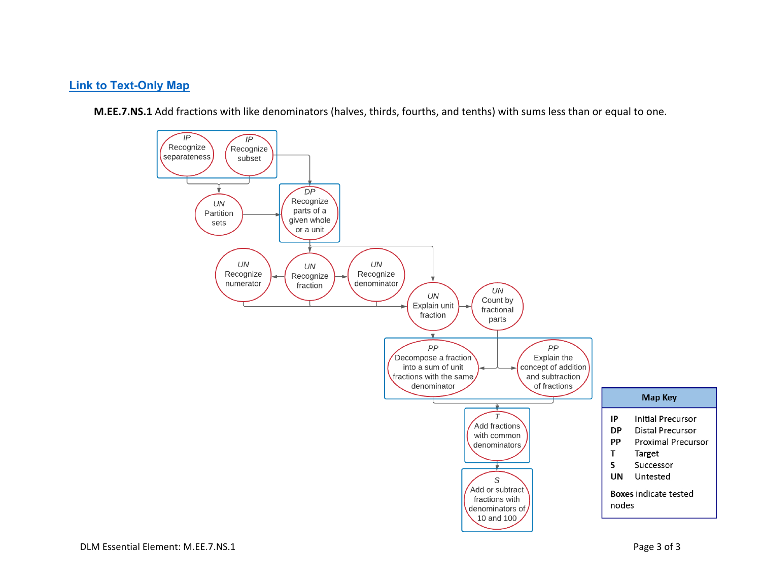[Link to Text-Only Map]

**M.EE.7.NS.1** Add fractions with like denominators (halves, thirds, fourths, and tenths) with sums less than or equal to one.

IP
Recognize separateness

IP
Recognize subset

UN
Partition sets

DP
Recognize parts of a given whole or a unit

UN
Recognize numerator

UN
Recognize fraction

UN
Recognize denominator

UN
Explain unit fraction

UN
Count by fractional parts

PP
Decompose a fraction into a sum of unit fractions with the same denominator

PP
Explain the concept of addition and subtraction of fractions

T
Add fractions with common denominators

S
Add or subtract fractions with denominators of 10 and 100

**Map Key**

| | |
|---|---|
| **IP** | Initial Precursor |
| **DP** | Distal Precursor |
| **PP** | Proximal Precursor |
| **T** | Target |
| **S** | Successor |
| **UN** | Untested |

**Boxes** indicate tested nodes

DLM Essential Element: M.EE.7.NS.1